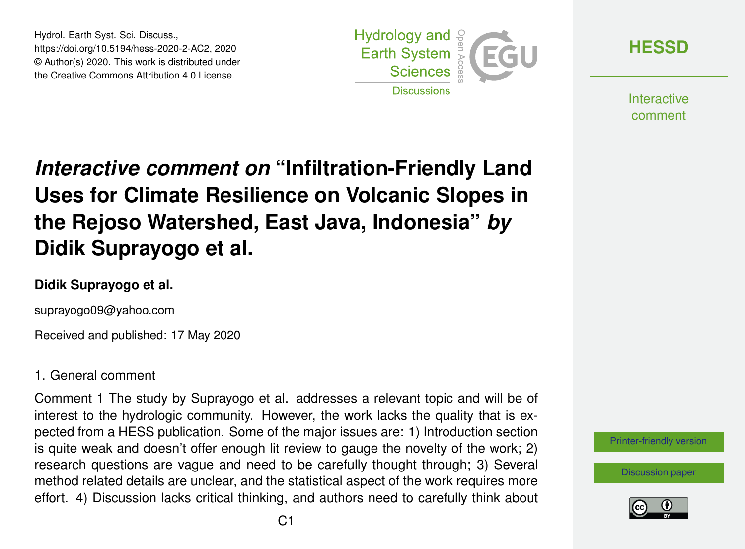# *Interactive comment on* "Infiltration-Friendly Land Uses for Climate Resilience on Volcanic Slopes in the Rejoso Watershed, East Java, Indonesia" *by* Didik Suprayogo et al.

**Didik Suprayogo et al.**

suprayogo09@yahoo.com

Received and published: 17 May 2020

1. General comment

Comment 1 The study by Suprayogo et al. addresses a relevant topic and will be of interest to the hydrologic community. However, the work lacks the quality that is expected from a HESS publication. Some of the major issues are: 1) Introduction section is quite weak and doesn't offer enough lit review to gauge the novelty of the work; 2) research questions are vague and need to be carefully thought through; 3) Several method related details are unclear, and the statistical aspect of the work requires more effort. 4) Discussion lacks critical thinking, and authors need to carefully think about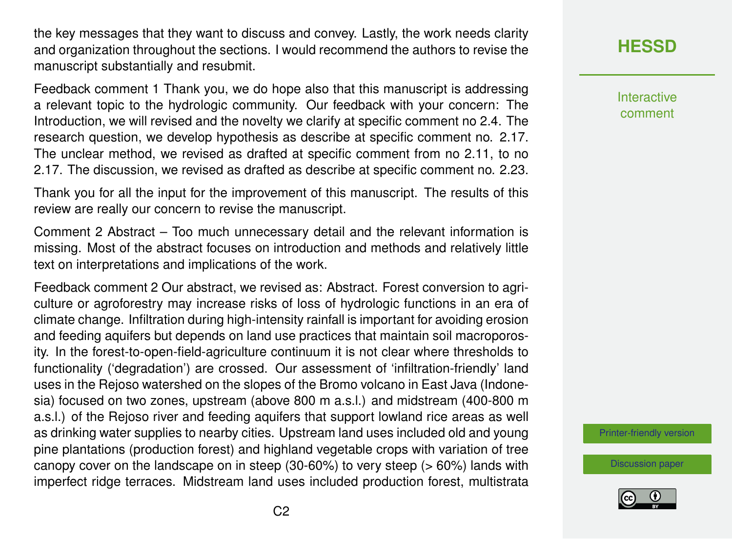the key messages that they want to discuss and convey. Lastly, the work needs clarity and organization throughout the sections. I would recommend the authors to revise the manuscript substantially and resubmit.

Feedback comment 1 Thank you, we do hope also that this manuscript is addressing a relevant topic to the hydrologic community. Our feedback with your concern: The Introduction, we will revised and the novelty we clarify at specific comment no 2.4. The research question, we develop hypothesis as describe at specific comment no. 2.17. The unclear method, we revised as drafted at specific comment from no 2.11, to no 2.17. The discussion, we revised as drafted as describe at specific comment no. 2.23.

Thank you for all the input for the improvement of this manuscript. The results of this review are really our concern to revise the manuscript.

Comment 2 Abstract – Too much unnecessary detail and the relevant information is missing. Most of the abstract focuses on introduction and methods and relatively little text on interpretations and implications of the work.

Feedback comment 2 Our abstract, we revised as: Abstract. Forest conversion to agriculture or agroforestry may increase risks of loss of hydrologic functions in an era of climate change. Infiltration during high-intensity rainfall is important for avoiding erosion and feeding aquifers but depends on land use practices that maintain soil macroporosity. In the forest-to-open-field-agriculture continuum it is not clear where thresholds to functionality ('degradation') are crossed. Our assessment of 'infiltration-friendly' land uses in the Rejoso watershed on the slopes of the Bromo volcano in East Java (Indonesia) focused on two zones, upstream (above 800 m a.s.l.) and midstream (400-800 m a.s.l.) of the Rejoso river and feeding aquifers that support lowland rice areas as well as drinking water supplies to nearby cities. Upstream land uses included old and young pine plantations (production forest) and highland vegetable crops with variation of tree canopy cover on the landscape on in steep (30-60%) to very steep (> 60%) lands with imperfect ridge terraces. Midstream land uses included production forest, multistrata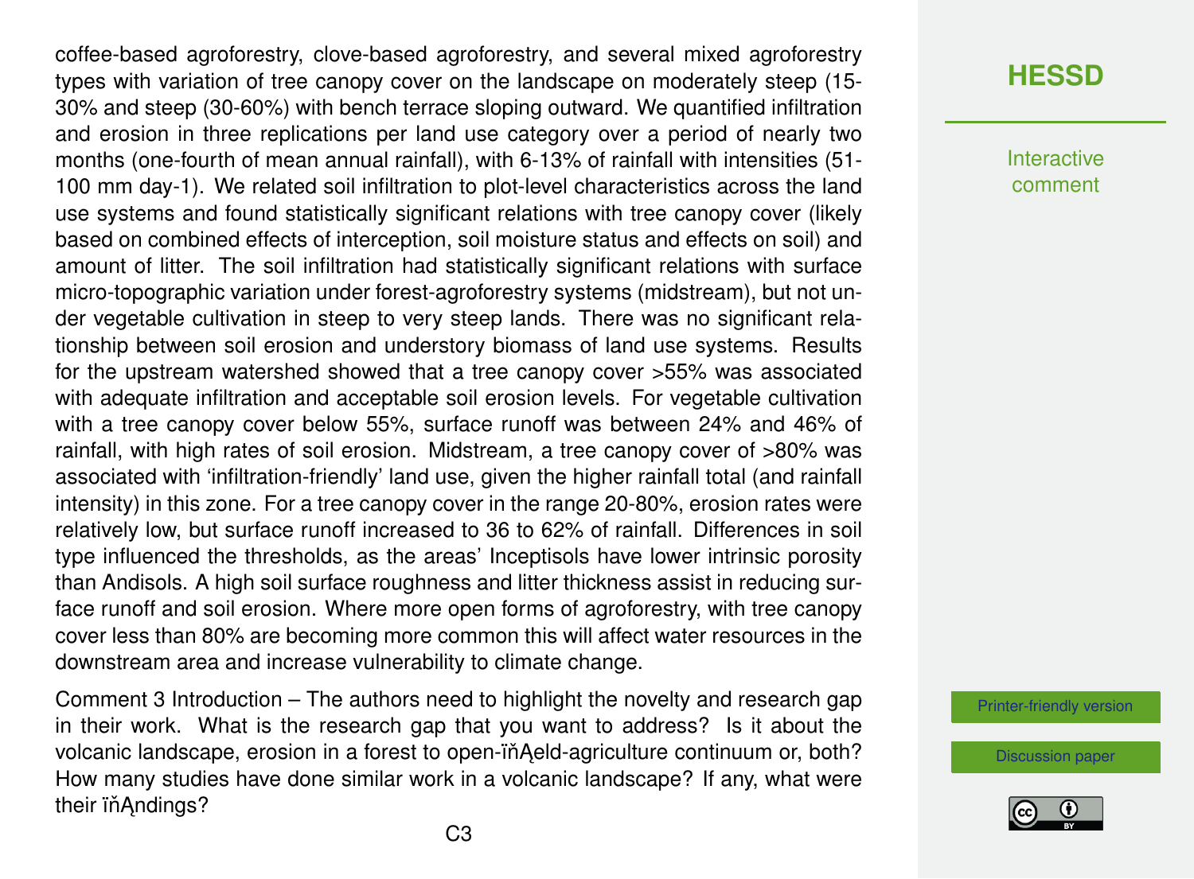coffee-based agroforestry, clove-based agroforestry, and several mixed agroforestry types with variation of tree canopy cover on the landscape on moderately steep (15-30% and steep (30-60%) with bench terrace sloping outward. We quantified infiltration and erosion in three replications per land use category over a period of nearly two months (one-fourth of mean annual rainfall), with 6-13% of rainfall with intensities (51-100 mm day-1). We related soil infiltration to plot-level characteristics across the land use systems and found statistically significant relations with tree canopy cover (likely based on combined effects of interception, soil moisture status and effects on soil) and amount of litter. The soil infiltration had statistically significant relations with surface micro-topographic variation under forest-agroforestry systems (midstream), but not under vegetable cultivation in steep to very steep lands. There was no significant relationship between soil erosion and understory biomass of land use systems. Results for the upstream watershed showed that a tree canopy cover >55% was associated with adequate infiltration and acceptable soil erosion levels. For vegetable cultivation with a tree canopy cover below 55%, surface runoff was between 24% and 46% of rainfall, with high rates of soil erosion. Midstream, a tree canopy cover of >80% was associated with 'infiltration-friendly' land use, given the higher rainfall total (and rainfall intensity) in this zone. For a tree canopy cover in the range 20-80%, erosion rates were relatively low, but surface runoff increased to 36 to 62% of rainfall. Differences in soil type influenced the thresholds, as the areas' Inceptisols have lower intrinsic porosity than Andisols. A high soil surface roughness and litter thickness assist in reducing surface runoff and soil erosion. Where more open forms of agroforestry, with tree canopy cover less than 80% are becoming more common this will affect water resources in the downstream area and increase vulnerability to climate change.

Comment 3 Introduction – The authors need to highlight the novelty and research gap in their work. What is the research gap that you want to address? Is it about the volcanic landscape, erosion in a forest to open-field-agriculture continuum or, both? How many studies have done similar work in a volcanic landscape? If any, what were their findings?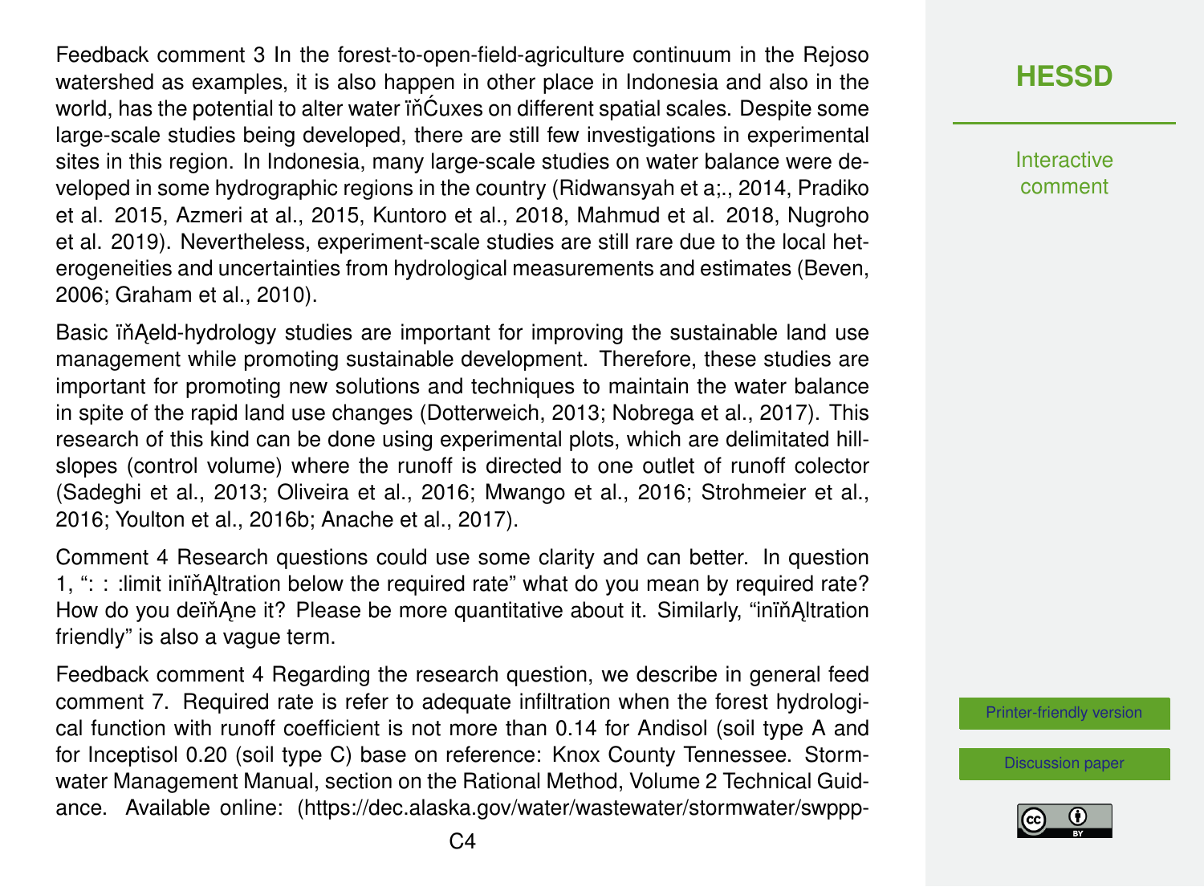Feedback comment 3 In the forest-to-open-field-agriculture continuum in the Rejoso watershed as examples, it is also happen in other place in Indonesia and also in the world, has the potential to alter water ïňĆuxes on different spatial scales. Despite some large-scale studies being developed, there are still few investigations in experimental sites in this region. In Indonesia, many large-scale studies on water balance were developed in some hydrographic regions in the country (Ridwansyah et a;., 2014, Pradiko et al. 2015, Azmeri at al., 2015, Kuntoro et al., 2018, Mahmud et al. 2018, Nugroho et al. 2019). Nevertheless, experiment-scale studies are still rare due to the local heterogeneities and uncertainties from hydrological measurements and estimates (Beven, 2006; Graham et al., 2010).

Basic ïňĄeld-hydrology studies are important for improving the sustainable land use management while promoting sustainable development. Therefore, these studies are important for promoting new solutions and techniques to maintain the water balance in spite of the rapid land use changes (Dotterweich, 2013; Nobrega et al., 2017). This research of this kind can be done using experimental plots, which are delimitated hillslopes (control volume) where the runoff is directed to one outlet of runoff colector (Sadeghi et al., 2013; Oliveira et al., 2016; Mwango et al., 2016; Strohmeier et al., 2016; Youlton et al., 2016b; Anache et al., 2017).

Comment 4 Research questions could use some clarity and can better. In question 1, ": : :limit inïňĄltration below the required rate" what do you mean by required rate? How do you deïňĄne it? Please be more quantitative about it. Similarly, "inïňĄltration friendly" is also a vague term.

Feedback comment 4 Regarding the research question, we describe in general feed comment 7. Required rate is refer to adequate infiltration when the forest hydrological function with runoff coefficient is not more than 0.14 for Andisol (soil type A and for Inceptisol 0.20 (soil type C) base on reference: Knox County Tennessee. Stormwater Management Manual, section on the Rational Method, Volume 2 Technical Guidance. Available online: (https://dec.alaska.gov/water/wastewater/stormwater/swppp-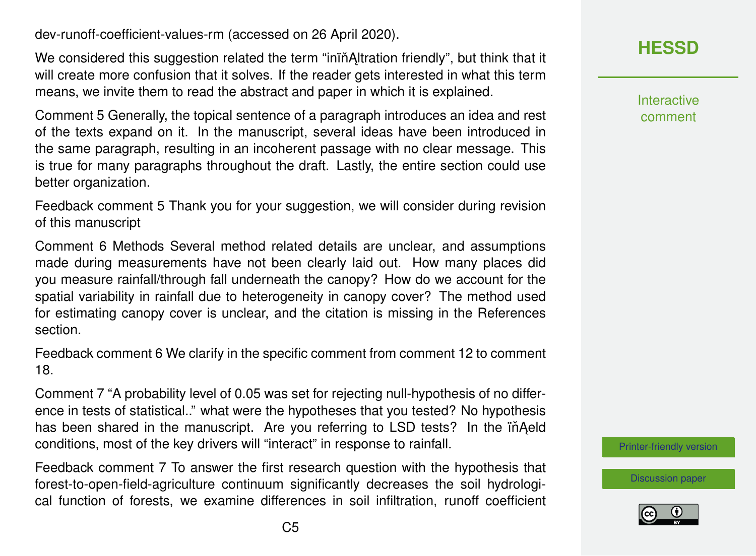dev-runoff-coefficient-values-rm (accessed on 26 April 2020).

We considered this suggestion related the term "inïňĄltration friendly", but think that it will create more confusion that it solves. If the reader gets interested in what this term means, we invite them to read the abstract and paper in which it is explained.

Comment 5 Generally, the topical sentence of a paragraph introduces an idea and rest of the texts expand on it. In the manuscript, several ideas have been introduced in the same paragraph, resulting in an incoherent passage with no clear message. This is true for many paragraphs throughout the draft. Lastly, the entire section could use better organization.

Feedback comment 5 Thank you for your suggestion, we will consider during revision of this manuscript

Comment 6 Methods Several method related details are unclear, and assumptions made during measurements have not been clearly laid out. How many places did you measure rainfall/through fall underneath the canopy? How do we account for the spatial variability in rainfall due to heterogeneity in canopy cover? The method used for estimating canopy cover is unclear, and the citation is missing in the References section.

Feedback comment 6 We clarify in the specific comment from comment 12 to comment 18.

Comment 7 "A probability level of 0.05 was set for rejecting null-hypothesis of no difference in tests of statistical.." what were the hypotheses that you tested? No hypothesis has been shared in the manuscript. Are you referring to LSD tests? In the ïňĄeld conditions, most of the key drivers will "interact" in response to rainfall.

Feedback comment 7 To answer the first research question with the hypothesis that forest-to-open-field-agriculture continuum significantly decreases the soil hydrological function of forests, we examine differences in soil infiltration, runoff coefficient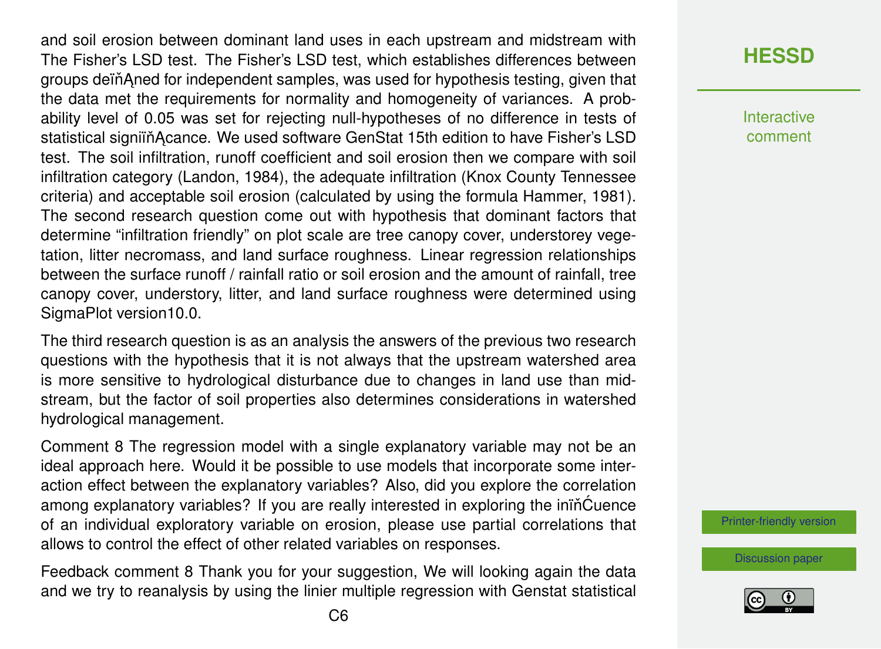and soil erosion between dominant land uses in each upstream and midstream with The Fisher's LSD test. The Fisher's LSD test, which establishes differences between groups deïňĄned for independent samples, was used for hypothesis testing, given that the data met the requirements for normality and homogeneity of variances. A probability level of 0.05 was set for rejecting null-hypotheses of no difference in tests of statistical signiïňĄcance. We used software GenStat 15th edition to have Fisher's LSD test. The soil infiltration, runoff coefficient and soil erosion then we compare with soil infiltration category (Landon, 1984), the adequate infiltration (Knox County Tennessee criteria) and acceptable soil erosion (calculated by using the formula Hammer, 1981). The second research question come out with hypothesis that dominant factors that determine "infiltration friendly" on plot scale are tree canopy cover, understorey vegetation, litter necromass, and land surface roughness. Linear regression relationships between the surface runoff / rainfall ratio or soil erosion and the amount of rainfall, tree canopy cover, understory, litter, and land surface roughness were determined using SigmaPlot version10.0.

The third research question is as an analysis the answers of the previous two research questions with the hypothesis that it is not always that the upstream watershed area is more sensitive to hydrological disturbance due to changes in land use than midstream, but the factor of soil properties also determines considerations in watershed hydrological management.

Comment 8 The regression model with a single explanatory variable may not be an ideal approach here. Would it be possible to use models that incorporate some interaction effect between the explanatory variables? Also, did you explore the correlation among explanatory variables? If you are really interested in exploring the inïňĆuence of an individual exploratory variable on erosion, please use partial correlations that allows to control the effect of other related variables on responses.

Feedback comment 8 Thank you for your suggestion, We will looking again the data and we try to reanalysis by using the linier multiple regression with Genstat statistical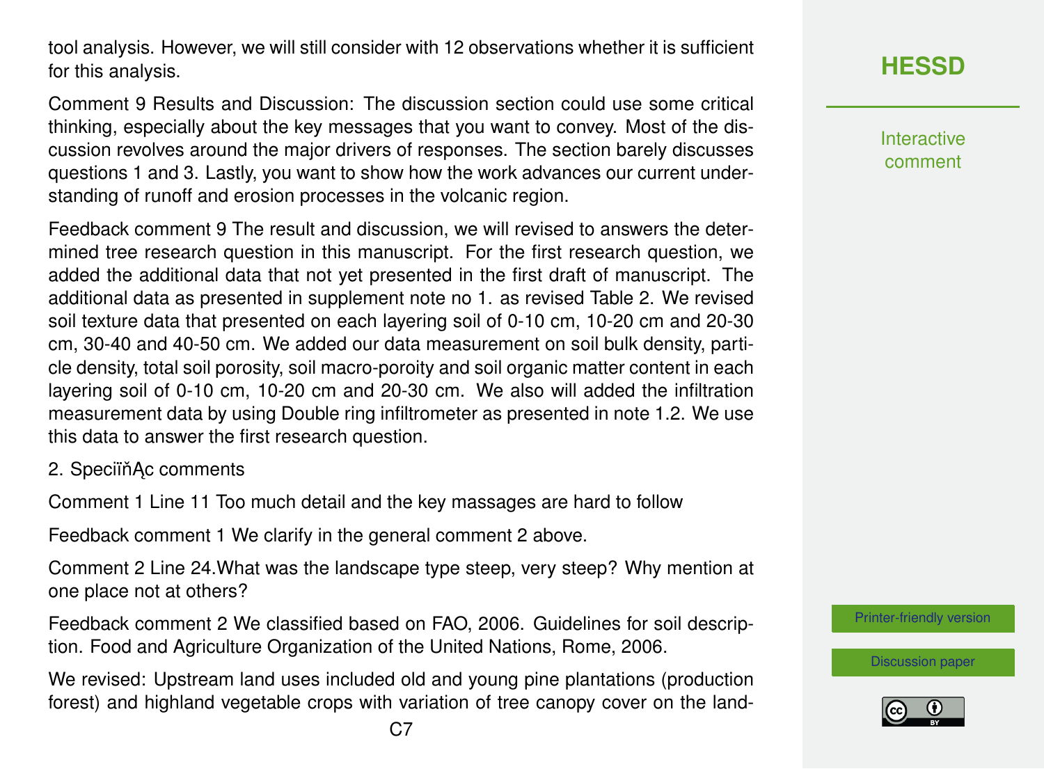tool analysis. However, we will still consider with 12 observations whether it is sufficient for this analysis.

Comment 9 Results and Discussion: The discussion section could use some critical thinking, especially about the key messages that you want to convey. Most of the discussion revolves around the major drivers of responses. The section barely discusses questions 1 and 3. Lastly, you want to show how the work advances our current understanding of runoff and erosion processes in the volcanic region.

Feedback comment 9 The result and discussion, we will revised to answers the determined tree research question in this manuscript. For the first research question, we added the additional data that not yet presented in the first draft of manuscript. The additional data as presented in supplement note no 1. as revised Table 2. We revised soil texture data that presented on each layering soil of 0-10 cm, 10-20 cm and 20-30 cm, 30-40 and 40-50 cm. We added our data measurement on soil bulk density, particle density, total soil porosity, soil macro-poroity and soil organic matter content in each layering soil of 0-10 cm, 10-20 cm and 20-30 cm. We also will added the infiltration measurement data by using Double ring infiltrometer as presented in note 1.2. We use this data to answer the first research question.

2. SpeciïňĄc comments

Comment 1 Line 11 Too much detail and the key massages are hard to follow

Feedback comment 1 We clarify in the general comment 2 above.

Comment 2 Line 24.What was the landscape type steep, very steep? Why mention at one place not at others?

Feedback comment 2 We classified based on FAO, 2006. Guidelines for soil description. Food and Agriculture Organization of the United Nations, Rome, 2006.

We revised: Upstream land uses included old and young pine plantations (production forest) and highland vegetable crops with variation of tree canopy cover on the land-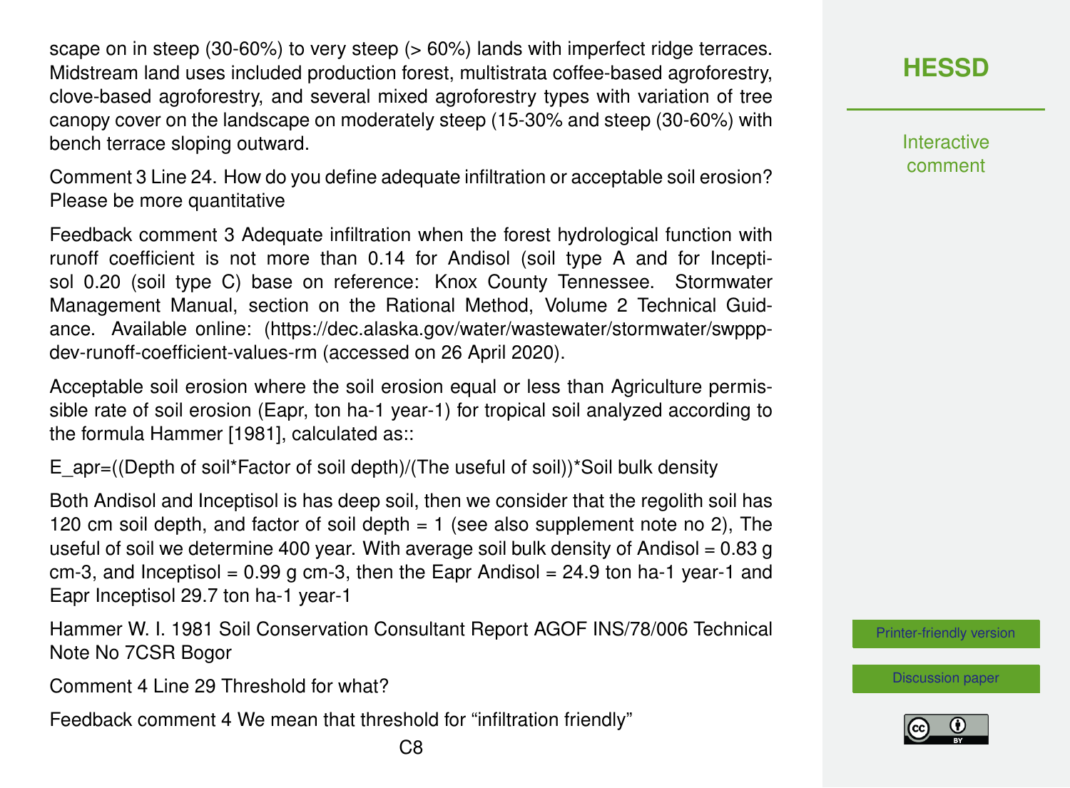scape on in steep (30-60%) to very steep (> 60%) lands with imperfect ridge terraces. Midstream land uses included production forest, multistrata coffee-based agroforestry, clove-based agroforestry, and several mixed agroforestry types with variation of tree canopy cover on the landscape on moderately steep (15-30% and steep (30-60%) with bench terrace sloping outward.

Comment 3 Line 24. How do you define adequate infiltration or acceptable soil erosion? Please be more quantitative

Feedback comment 3 Adequate infiltration when the forest hydrological function with runoff coefficient is not more than 0.14 for Andisol (soil type A and for Inceptisol 0.20 (soil type C) base on reference: Knox County Tennessee. Stormwater Management Manual, section on the Rational Method, Volume 2 Technical Guidance. Available online: (https://dec.alaska.gov/water/wastewater/stormwater/swppp-dev-runoff-coefficient-values-rm (accessed on 26 April 2020).

Acceptable soil erosion where the soil erosion equal or less than Agriculture permissible rate of soil erosion (Eapr, ton ha-1 year-1) for tropical soil analyzed according to the formula Hammer [1981], calculated as::

$$E_{apr}=((\text{Depth of soil}*\text{Factor of soil depth})/(\text{The useful of soil}))*\text{Soil bulk density}$$

Both Andisol and Inceptisol is has deep soil, then we consider that the regolith soil has 120 cm soil depth, and factor of soil depth = 1 (see also supplement note no 2), The useful of soil we determine 400 year. With average soil bulk density of Andisol = 0.83 g $cm^{-3}$, and Inceptisol = 0.99 g $cm^{-3}$, then the Eapr Andisol = 24.9 ton $ha^{-1}$ $year^{-1}$ and Eapr Inceptisol 29.7 ton $ha^{-1}$ $year^{-1}$

Hammer W. I. 1981 Soil Conservation Consultant Report AGOF INS/78/006 Technical Note No 7CSR Bogor

Comment 4 Line 29 Threshold for what?

Feedback comment 4 We mean that threshold for "infiltration friendly"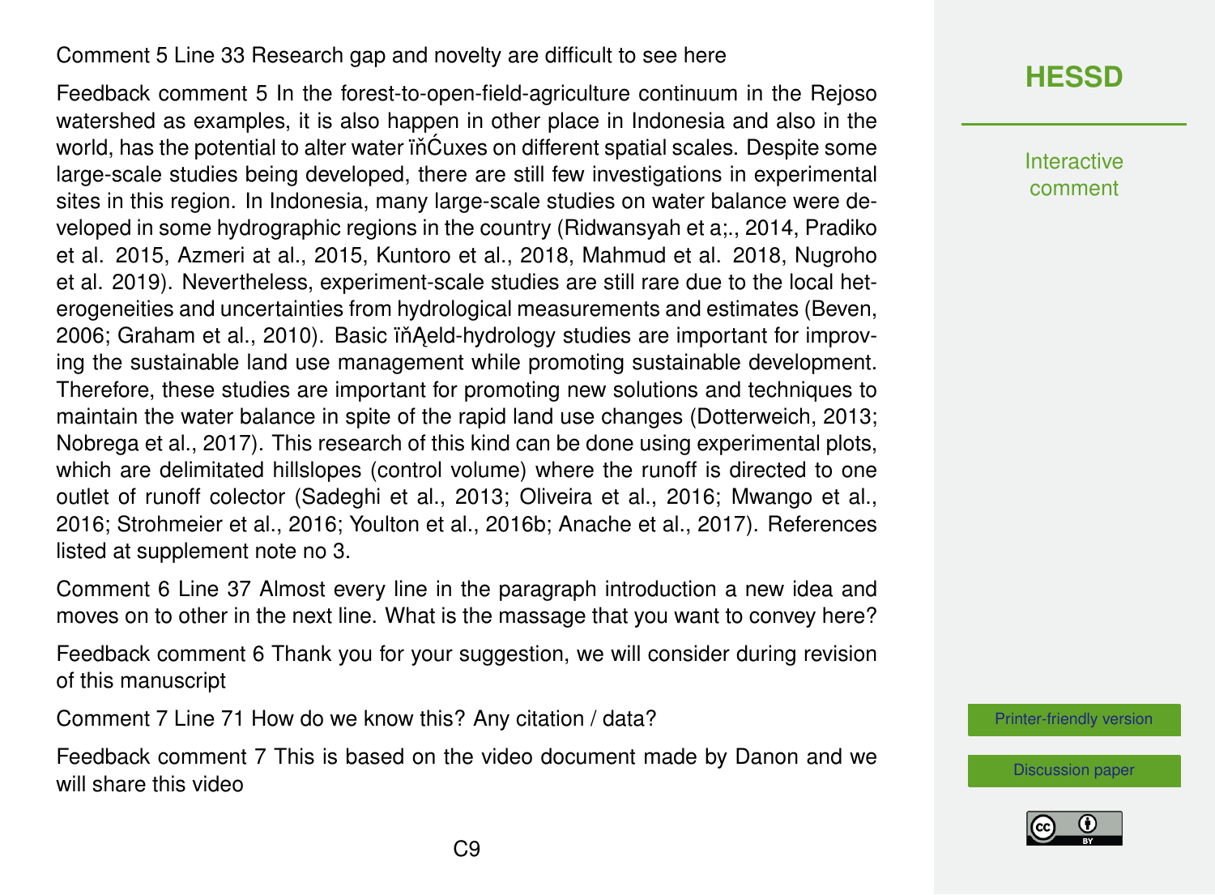Comment 5 Line 33 Research gap and novelty are difficult to see here

Feedback comment 5 In the forest-to-open-field-agriculture continuum in the Rejoso watershed as examples, it is also happen in other place in Indonesia and also in the world, has the potential to alter water ïňĆuxes on different spatial scales. Despite some large-scale studies being developed, there are still few investigations in experimental sites in this region. In Indonesia, many large-scale studies on water balance were developed in some hydrographic regions in the country (Ridwansyah et a;., 2014, Pradiko et al. 2015, Azmeri at al., 2015, Kuntoro et al., 2018, Mahmud et al. 2018, Nugroho et al. 2019). Nevertheless, experiment-scale studies are still rare due to the local heterogeneities and uncertainties from hydrological measurements and estimates (Beven, 2006; Graham et al., 2010). Basic ïňĄeld-hydrology studies are important for improving the sustainable land use management while promoting sustainable development. Therefore, these studies are important for promoting new solutions and techniques to maintain the water balance in spite of the rapid land use changes (Dotterweich, 2013; Nobrega et al., 2017). This research of this kind can be done using experimental plots, which are delimitated hillslopes (control volume) where the runoff is directed to one outlet of runoff colector (Sadeghi et al., 2013; Oliveira et al., 2016; Mwango et al., 2016; Strohmeier et al., 2016; Youlton et al., 2016b; Anache et al., 2017). References listed at supplement note no 3.

Comment 6 Line 37 Almost every line in the paragraph introduction a new idea and moves on to other in the next line. What is the massage that you want to convey here?

Feedback comment 6 Thank you for your suggestion, we will consider during revision of this manuscript

Comment 7 Line 71 How do we know this? Any citation / data?

Feedback comment 7 This is based on the video document made by Danon and we will share this video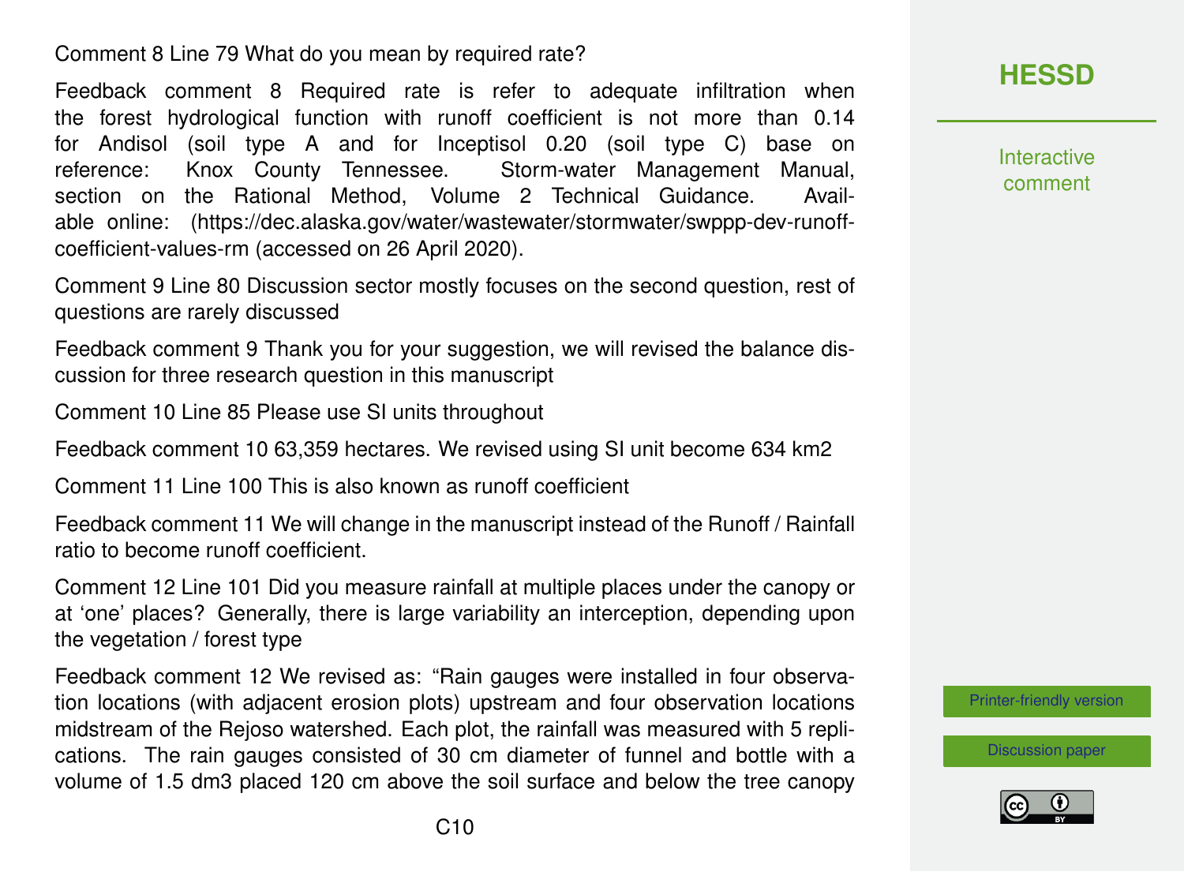Comment 8 Line 79 What do you mean by required rate?

Feedback comment 8 Required rate is refer to adequate infiltration when the forest hydrological function with runoff coefficient is not more than 0.14 for Andisol (soil type A and for Inceptisol 0.20 (soil type C) base on reference: Knox County Tennessee. Storm-water Management Manual, section on the Rational Method, Volume 2 Technical Guidance. Available online: (https://dec.alaska.gov/water/wastewater/stormwater/swppp-dev-runoff-coefficient-values-rm (accessed on 26 April 2020).

Comment 9 Line 80 Discussion sector mostly focuses on the second question, rest of questions are rarely discussed

Feedback comment 9 Thank you for your suggestion, we will revised the balance discussion for three research question in this manuscript

Comment 10 Line 85 Please use SI units throughout

Feedback comment 10 63,359 hectares. We revised using SI unit become 634 km2

Comment 11 Line 100 This is also known as runoff coefficient

Feedback comment 11 We will change in the manuscript instead of the Runoff / Rainfall ratio to become runoff coefficient.

Comment 12 Line 101 Did you measure rainfall at multiple places under the canopy or at 'one' places? Generally, there is large variability an interception, depending upon the vegetation / forest type

Feedback comment 12 We revised as: "Rain gauges were installed in four observation locations (with adjacent erosion plots) upstream and four observation locations midstream of the Rejoso watershed. Each plot, the rainfall was measured with 5 replications. The rain gauges consisted of 30 cm diameter of funnel and bottle with a volume of 1.5 dm3 placed 120 cm above the soil surface and below the tree canopy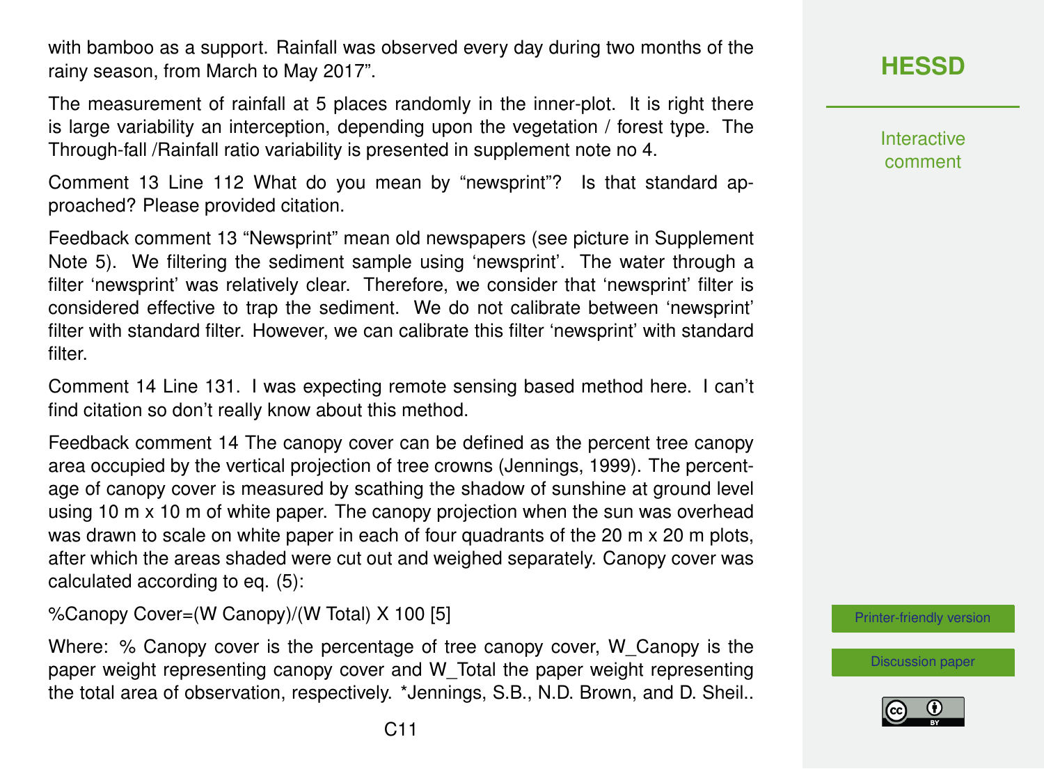with bamboo as a support. Rainfall was observed every day during two months of the rainy season, from March to May 2017".

The measurement of rainfall at 5 places randomly in the inner-plot. It is right there is large variability an interception, depending upon the vegetation / forest type. The Through-fall /Rainfall ratio variability is presented in supplement note no 4.

Comment 13 Line 112 What do you mean by "newsprint"? Is that standard approached? Please provided citation.

Feedback comment 13 "Newsprint" mean old newspapers (see picture in Supplement Note 5). We filtering the sediment sample using 'newsprint'. The water through a filter 'newsprint' was relatively clear. Therefore, we consider that 'newsprint' filter is considered effective to trap the sediment. We do not calibrate between 'newsprint' filter with standard filter. However, we can calibrate this filter 'newsprint' with standard filter.

Comment 14 Line 131. I was expecting remote sensing based method here. I can't find citation so don't really know about this method.

Feedback comment 14 The canopy cover can be defined as the percent tree canopy area occupied by the vertical projection of tree crowns (Jennings, 1999). The percentage of canopy cover is measured by scathing the shadow of sunshine at ground level using 10 m x 10 m of white paper. The canopy projection when the sun was overhead was drawn to scale on white paper in each of four quadrants of the 20 m x 20 m plots, after which the areas shaded were cut out and weighed separately. Canopy cover was calculated according to eq. (5):

$$\%\text{Canopy Cover} = \frac{W_{Canopy}}{W_{Total}} \times 100 \quad [5]$$

Where: % Canopy cover is the percentage of tree canopy cover, $W_{Canopy}$ is the paper weight representing canopy cover and $W_{Total}$ the paper weight representing the total area of observation, respectively. *Jennings, S.B., N.D. Brown, and D. Sheil..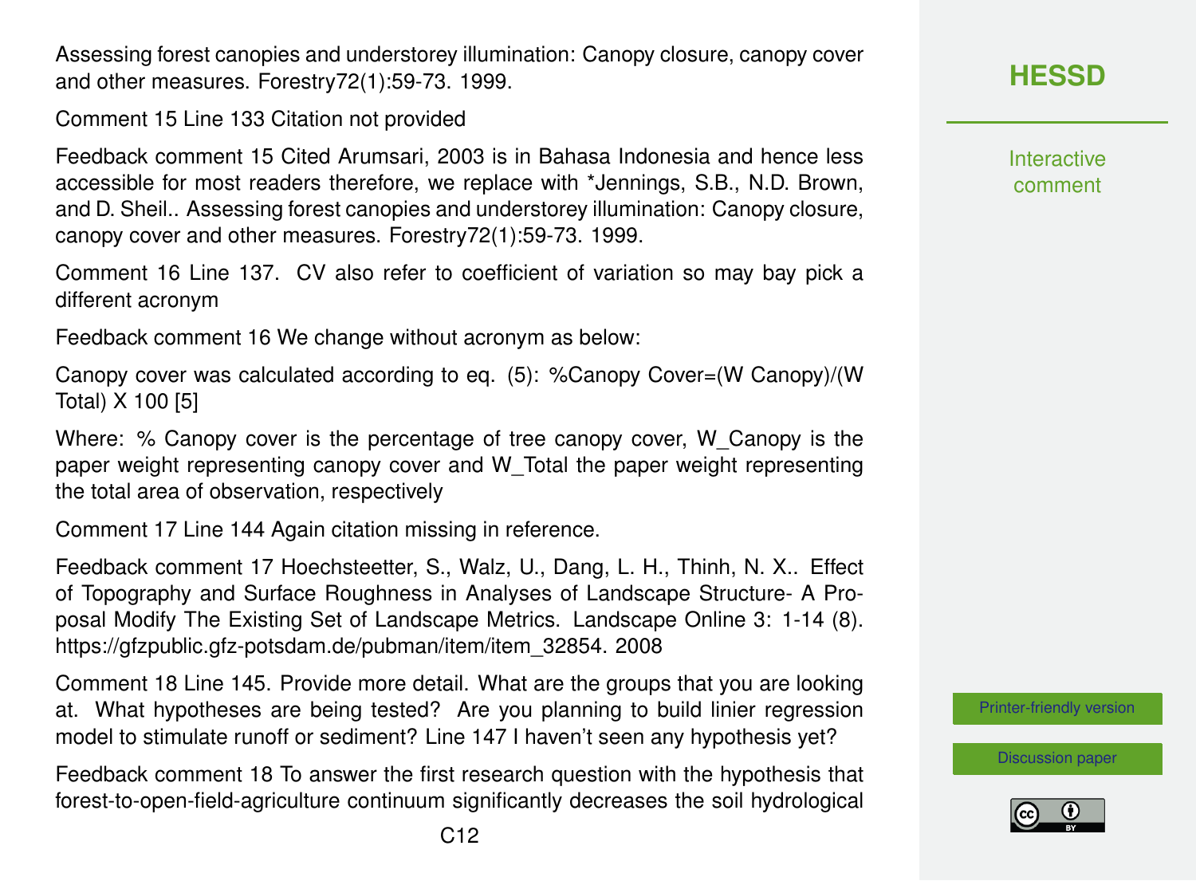Assessing forest canopies and understorey illumination: Canopy closure, canopy cover and other measures. Forestry72(1):59-73. 1999.

Comment 15 Line 133 Citation not provided

Feedback comment 15 Cited Arumsari, 2003 is in Bahasa Indonesia and hence less accessible for most readers therefore, we replace with *Jennings, S.B., N.D. Brown, and D. Sheil.. Assessing forest canopies and understorey illumination: Canopy closure, canopy cover and other measures. Forestry72(1):59-73. 1999.

Comment 16 Line 137. CV also refer to coefficient of variation so may bay pick a different acronym

Feedback comment 16 We change without acronym as below:

Canopy cover was calculated according to eq. (5): %Canopy Cover=(W Canopy)/(W Total) X 100 [5]

Where: % Canopy cover is the percentage of tree canopy cover, W_Canopy is the paper weight representing canopy cover and W_Total the paper weight representing the total area of observation, respectively

Comment 17 Line 144 Again citation missing in reference.

Feedback comment 17 Hoechsteetter, S., Walz, U., Dang, L. H., Thinh, N. X.. Effect of Topography and Surface Roughness in Analyses of Landscape Structure- A Proposal Modify The Existing Set of Landscape Metrics. Landscape Online 3: 1-14 (8). https://gfzpublic.gfz-potsdam.de/pubman/item/item_32854. 2008

Comment 18 Line 145. Provide more detail. What are the groups that you are looking at. What hypotheses are being tested? Are you planning to build linier regression model to stimulate runoff or sediment? Line 147 I haven't seen any hypothesis yet?

Feedback comment 18 To answer the first research question with the hypothesis that forest-to-open-field-agriculture continuum significantly decreases the soil hydrological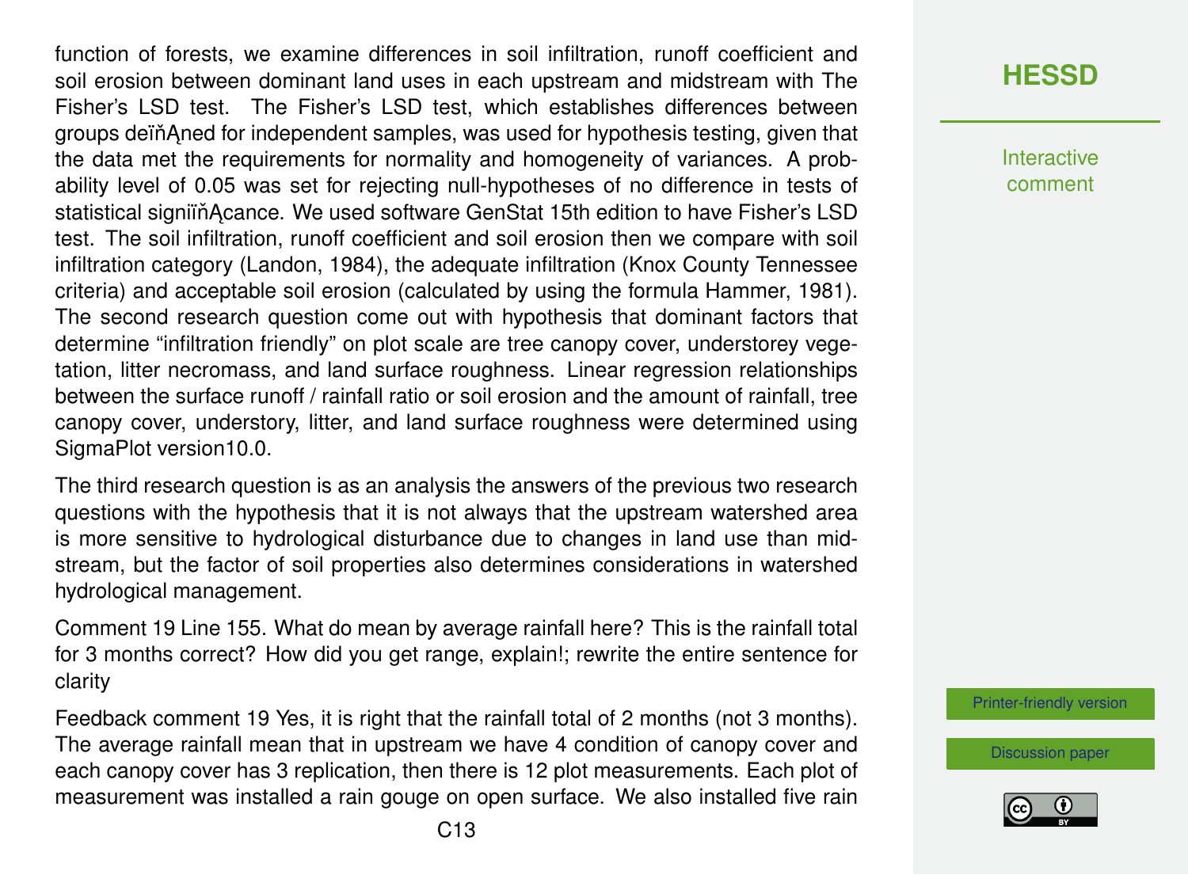function of forests, we examine differences in soil infiltration, runoff coefficient and soil erosion between dominant land uses in each upstream and midstream with The Fisher's LSD test. The Fisher's LSD test, which establishes differences between groups deïňĄned for independent samples, was used for hypothesis testing, given that the data met the requirements for normality and homogeneity of variances. A probability level of 0.05 was set for rejecting null-hypotheses of no difference in tests of statistical signiïňĄcance. We used software GenStat 15th edition to have Fisher's LSD test. The soil infiltration, runoff coefficient and soil erosion then we compare with soil infiltration category (Landon, 1984), the adequate infiltration (Knox County Tennessee criteria) and acceptable soil erosion (calculated by using the formula Hammer, 1981). The second research question come out with hypothesis that dominant factors that determine "infiltration friendly" on plot scale are tree canopy cover, understorey vegetation, litter necromass, and land surface roughness. Linear regression relationships between the surface runoff / rainfall ratio or soil erosion and the amount of rainfall, tree canopy cover, understory, litter, and land surface roughness were determined using SigmaPlot version10.0.

The third research question is as an analysis the answers of the previous two research questions with the hypothesis that it is not always that the upstream watershed area is more sensitive to hydrological disturbance due to changes in land use than midstream, but the factor of soil properties also determines considerations in watershed hydrological management.

Comment 19 Line 155. What do mean by average rainfall here? This is the rainfall total for 3 months correct? How did you get range, explain!; rewrite the entire sentence for clarity

Feedback comment 19 Yes, it is right that the rainfall total of 2 months (not 3 months). The average rainfall mean that in upstream we have 4 condition of canopy cover and each canopy cover has 3 replication, then there is 12 plot measurements. Each plot of measurement was installed a rain gouge on open surface. We also installed five rain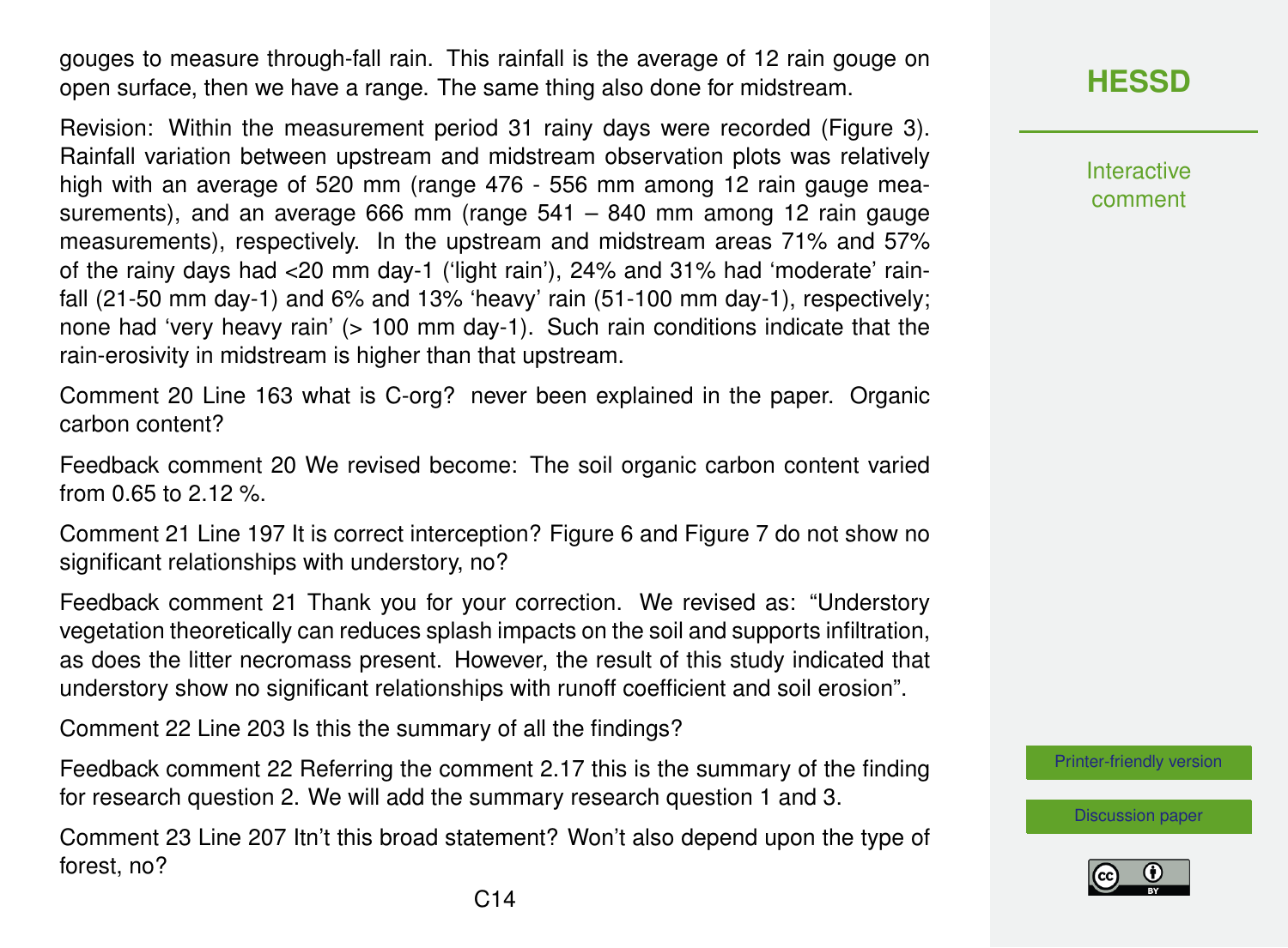gouges to measure through-fall rain. This rainfall is the average of 12 rain gouge on open surface, then we have a range. The same thing also done for midstream.

Revision: Within the measurement period 31 rainy days were recorded (Figure 3). Rainfall variation between upstream and midstream observation plots was relatively high with an average of 520 mm (range 476 - 556 mm among 12 rain gauge measurements), and an average 666 mm (range 541 – 840 mm among 12 rain gauge measurements), respectively. In the upstream and midstream areas 71% and 57% of the rainy days had <20 mm day-1 ('light rain'), 24% and 31% had 'moderate' rainfall (21-50 mm day-1) and 6% and 13% 'heavy' rain (51-100 mm day-1), respectively; none had 'very heavy rain' (> 100 mm day-1). Such rain conditions indicate that the rain-erosivity in midstream is higher than that upstream.

Comment 20 Line 163 what is C-org? never been explained in the paper. Organic carbon content?

Feedback comment 20 We revised become: The soil organic carbon content varied from 0.65 to 2.12 %.

Comment 21 Line 197 It is correct interception? Figure 6 and Figure 7 do not show no significant relationships with understory, no?

Feedback comment 21 Thank you for your correction. We revised as: "Understory vegetation theoretically can reduces splash impacts on the soil and supports infiltration, as does the litter necromass present. However, the result of this study indicated that understory show no significant relationships with runoff coefficient and soil erosion".

Comment 22 Line 203 Is this the summary of all the findings?

Feedback comment 22 Referring the comment 2.17 this is the summary of the finding for research question 2. We will add the summary research question 1 and 3.

Comment 23 Line 207 Itn't this broad statement? Won't also depend upon the type of forest, no?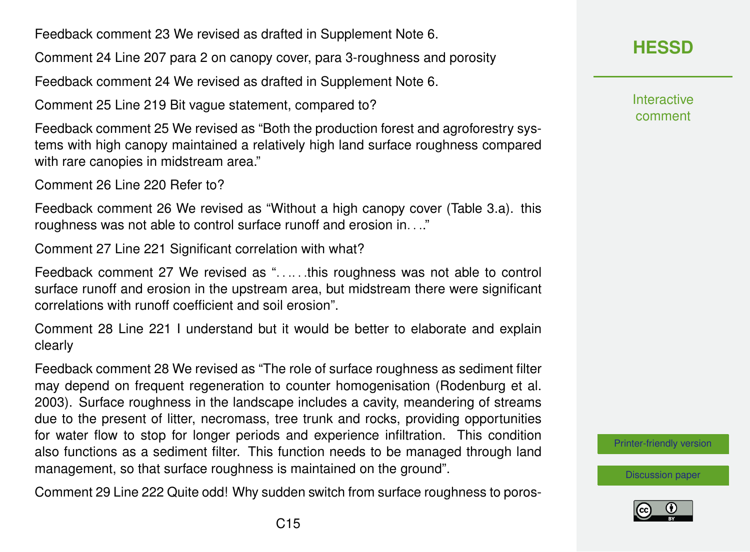Feedback comment 23 We revised as drafted in Supplement Note 6.

Comment 24 Line 207 para 2 on canopy cover, para 3-roughness and porosity

Feedback comment 24 We revised as drafted in Supplement Note 6.

Comment 25 Line 219 Bit vague statement, compared to?

Feedback comment 25 We revised as "Both the production forest and agroforestry systems with high canopy maintained a relatively high land surface roughness compared with rare canopies in midstream area."

Comment 26 Line 220 Refer to?

Feedback comment 26 We revised as "Without a high canopy cover (Table 3.a). this roughness was not able to control surface runoff and erosion in. . .."

Comment 27 Line 221 Significant correlation with what?

Feedback comment 27 We revised as ". . .. . .this roughness was not able to control surface runoff and erosion in the upstream area, but midstream there were significant correlations with runoff coefficient and soil erosion".

Comment 28 Line 221 I understand but it would be better to elaborate and explain clearly

Feedback comment 28 We revised as "The role of surface roughness as sediment filter may depend on frequent regeneration to counter homogenisation (Rodenburg et al. 2003). Surface roughness in the landscape includes a cavity, meandering of streams due to the present of litter, necromass, tree trunk and rocks, providing opportunities for water flow to stop for longer periods and experience infiltration. This condition also functions as a sediment filter. This function needs to be managed through land management, so that surface roughness is maintained on the ground".

Comment 29 Line 222 Quite odd! Why sudden switch from surface roughness to poros-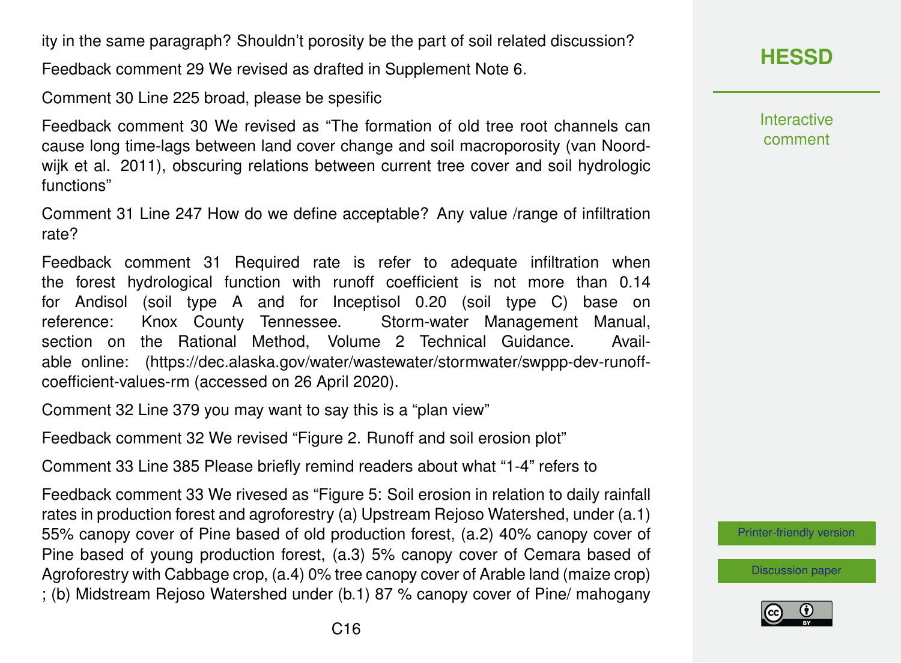ity in the same paragraph? Shouldn't porosity be the part of soil related discussion?

Feedback comment 29 We revised as drafted in Supplement Note 6.

Comment 30 Line 225 broad, please be spesific

Feedback comment 30 We revised as "The formation of old tree root channels can cause long time-lags between land cover change and soil macroporosity (van Noordwijk et al. 2011), obscuring relations between current tree cover and soil hydrologic functions"

Comment 31 Line 247 How do we define acceptable? Any value /range of infiltration rate?

Feedback comment 31 Required rate is refer to adequate infiltration when the forest hydrological function with runoff coefficient is not more than 0.14 for Andisol (soil type A and for Inceptisol 0.20 (soil type C) base on reference: Knox County Tennessee. Storm-water Management Manual, section on the Rational Method, Volume 2 Technical Guidance. Available online: (https://dec.alaska.gov/water/wastewater/stormwater/swppp-dev-runoff-coefficient-values-rm (accessed on 26 April 2020).

Comment 32 Line 379 you may want to say this is a "plan view"

Feedback comment 32 We revised "Figure 2. Runoff and soil erosion plot"

Comment 33 Line 385 Please briefly remind readers about what "1-4" refers to

Feedback comment 33 We rivesed as "Figure 5: Soil erosion in relation to daily rainfall rates in production forest and agroforestry (a) Upstream Rejoso Watershed, under (a.1) 55% canopy cover of Pine based of old production forest, (a.2) 40% canopy cover of Pine based of young production forest, (a.3) 5% canopy cover of Cemara based of Agroforestry with Cabbage crop, (a.4) 0% tree canopy cover of Arable land (maize crop) ; (b) Midstream Rejoso Watershed under (b.1) 87 % canopy cover of Pine/ mahogany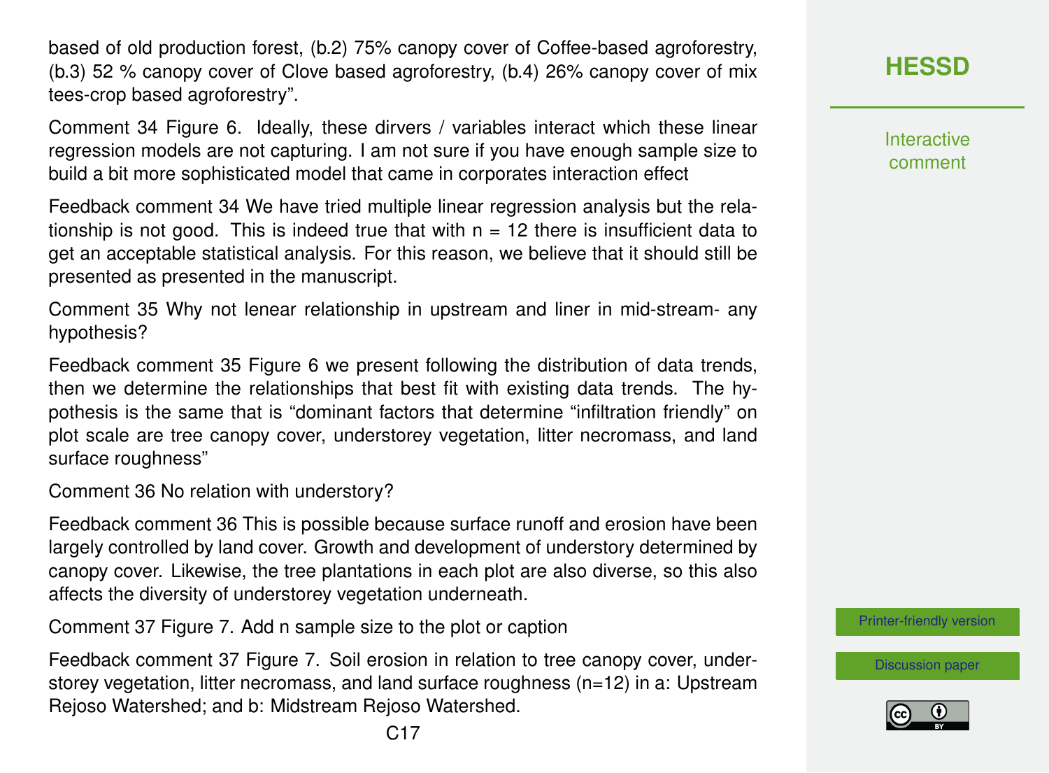based of old production forest, (b.2) 75% canopy cover of Coffee-based agroforestry, (b.3) 52 % canopy cover of Clove based agroforestry, (b.4) 26% canopy cover of mix tees-crop based agroforestry".

Comment 34 Figure 6. Ideally, these dirvers / variables interact which these linear regression models are not capturing. I am not sure if you have enough sample size to build a bit more sophisticated model that came in corporates interaction effect

Feedback comment 34 We have tried multiple linear regression analysis but the relationship is not good. This is indeed true that with n = 12 there is insufficient data to get an acceptable statistical analysis. For this reason, we believe that it should still be presented as presented in the manuscript.

Comment 35 Why not lenear relationship in upstream and liner in mid-stream- any hypothesis?

Feedback comment 35 Figure 6 we present following the distribution of data trends, then we determine the relationships that best fit with existing data trends. The hypothesis is the same that is "dominant factors that determine "infiltration friendly" on plot scale are tree canopy cover, understorey vegetation, litter necromass, and land surface roughness"

Comment 36 No relation with understory?

Feedback comment 36 This is possible because surface runoff and erosion have been largely controlled by land cover. Growth and development of understory determined by canopy cover. Likewise, the tree plantations in each plot are also diverse, so this also affects the diversity of understorey vegetation underneath.

Comment 37 Figure 7. Add n sample size to the plot or caption

Feedback comment 37 Figure 7. Soil erosion in relation to tree canopy cover, understorey vegetation, litter necromass, and land surface roughness (n=12) in a: Upstream Rejoso Watershed; and b: Midstream Rejoso Watershed.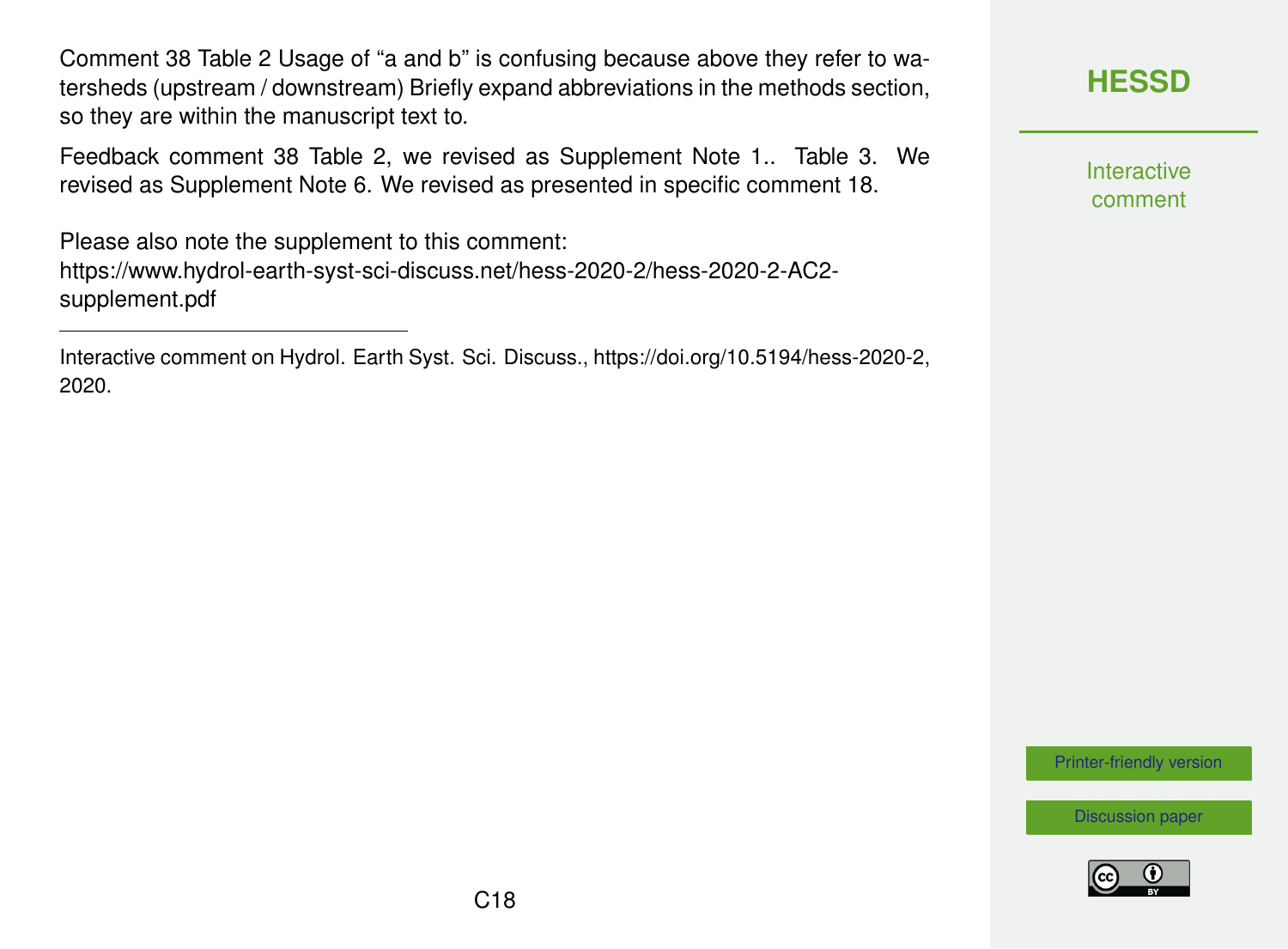Comment 38 Table 2 Usage of "a and b" is confusing because above they refer to watersheds (upstream / downstream) Briefly expand abbreviations in the methods section, so they are within the manuscript text to.

Feedback comment 38 Table 2, we revised as Supplement Note 1.. Table 3. We revised as Supplement Note 6. We revised as presented in specific comment 18.

Please also note the supplement to this comment:
https://www.hydrol-earth-syst-sci-discuss.net/hess-2020-2/hess-2020-2-AC2-supplement.pdf

---

Interactive comment on Hydrol. Earth Syst. Sci. Discuss., https://doi.org/10.5194/hess-2020-2, 2020.